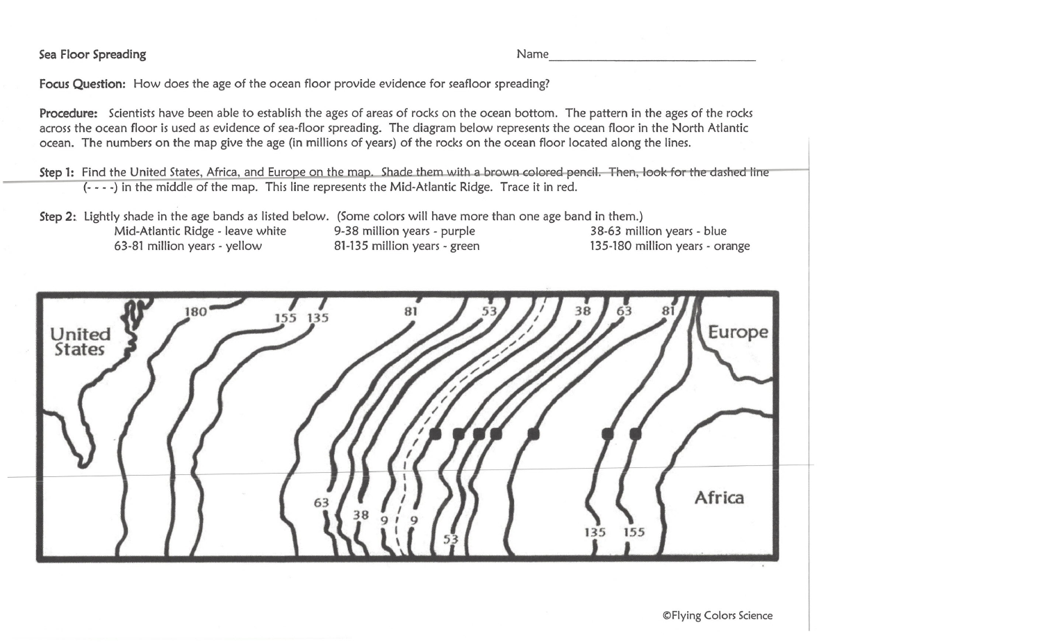**Sea Floor Spreading** Name_______________________________

**Focus Question:** How does the age of the ocean floor provide evidence for seafloor spreading?

**Procedure:** Scientists have been able to establish the ages of areas of rocks on the ocean bottom. The pattern in the ages of the rocks across the ocean floor is used as evidence of sea-floor spreading. The diagram below represents the ocean floor in the North Atlantic ocean. The numbers on the map give the age (in millions of years) of the rocks on the ocean floor located along the lines.

**Step 1:** Find the United States, Africa, and Europe on the map. Shade them with a brown colored pencil. Then, look for the dashed line (- - - -) in the middle of the map. This line represents the Mid-Atlantic Ridge. Trace it in red.

**Step 2:** Lightly shade in the age bands as listed below. (Some colors will have more than one age band in them.)

| | | |
|---|---|---|
| Mid-Atlantic Ridge - leave white | 9-38 million years - purple | 38-63 million years - blue |
| 63-81 million years - yellow | 81-135 million years - green | 135-180 million years - orange |

United States 180 155 135 81 53 38 63 81 Europe

63 38 9 9 53 135 155 Africa

©Flying Colors Science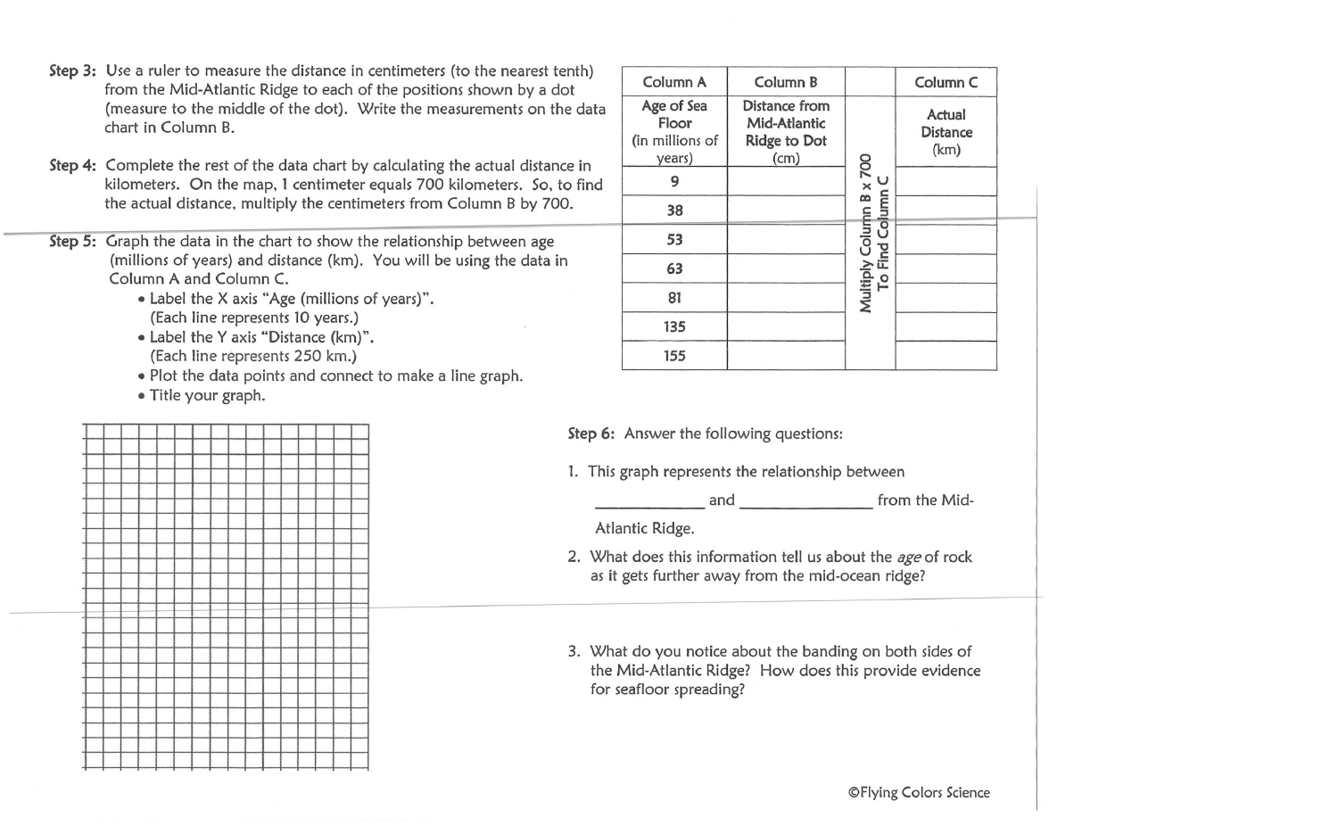**Step 3:** Use a ruler to measure the distance in centimeters (to the nearest tenth) from the Mid-Atlantic Ridge to each of the positions shown by a dot (measure to the middle of the dot). Write the measurements on the data chart in Column B.

**Step 4:** Complete the rest of the data chart by calculating the actual distance in kilometers. On the map, 1 centimeter equals 700 kilometers. So, to find the actual distance, multiply the centimeters from Column B by 700.

**Step 5:** Graph the data in the chart to show the relationship between age (millions of years) and distance (km). You will be using the data in Column A and Column C.

- Label the X axis "Age (millions of years)". (Each line represents 10 years.)
- Label the Y axis "Distance (km)". (Each line represents 250 km.)
- Plot the data points and connect to make a line graph.
- Title your graph.

| Column A | Column B | | Column C |
|---|---|---|---|
| Age of Sea Floor (in millions of years) | Distance from Mid-Atlantic Ridge to Dot (cm) | Multiply Column B x 700 To Find Column C | Actual Distance (km) |
| 9 | | | |
| 38 | | | |
| 53 | | | |
| 63 | | | |
| 81 | | | |
| 135 | | | |
| 155 | | | |

**Step 6:** Answer the following questions:

1. This graph represents the relationship between \_\_\_\_\_\_\_\_\_\_\_\_ and \_\_\_\_\_\_\_\_\_\_\_\_\_\_ from the Mid-Atlantic Ridge.

2. What does this information tell us about the *age* of rock as it gets further away from the mid-ocean ridge?

3. What do you notice about the banding on both sides of the Mid-Atlantic Ridge? How does this provide evidence for seafloor spreading?

©Flying Colors Science